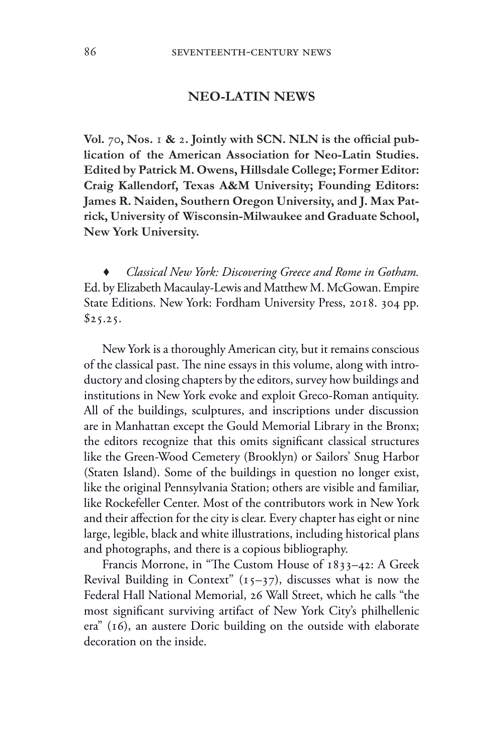## NEO-LATIN NEWS

**Vol. 70, Nos. 1 & 2. Jointly with SCN. NLN is the official publication of the American Association for Neo-Latin Studies. Edited by Patrick M. Owens, Hillsdale College; Former Editor: Craig Kallendorf, Texas A&M University; Founding Editors: James R. Naiden, Southern Oregon University, and J. Max Patrick, University of Wisconsin-Milwaukee and Graduate School, New York University.**

♦ *Classical New York: Discovering Greece and Rome in Gotham.* Ed. by Elizabeth Macaulay-Lewis and Matthew M. McGowan. Empire State Editions. New York: Fordham University Press, 2018. 304 pp. $25.25.

New York is a thoroughly American city, but it remains conscious of the classical past. The nine essays in this volume, along with introductory and closing chapters by the editors, survey how buildings and institutions in New York evoke and exploit Greco-Roman antiquity. All of the buildings, sculptures, and inscriptions under discussion are in Manhattan except the Gould Memorial Library in the Bronx; the editors recognize that this omits significant classical structures like the Green-Wood Cemetery (Brooklyn) or Sailors' Snug Harbor (Staten Island). Some of the buildings in question no longer exist, like the original Pennsylvania Station; others are visible and familiar, like Rockefeller Center. Most of the contributors work in New York and their affection for the city is clear. Every chapter has eight or nine large, legible, black and white illustrations, including historical plans and photographs, and there is a copious bibliography.

Francis Morrone, in "The Custom House of 1833–42: A Greek Revival Building in Context" (15–37), discusses what is now the Federal Hall National Memorial, 26 Wall Street, which he calls "the most significant surviving artifact of New York City's philhellenic era" (16), an austere Doric building on the outside with elaborate decoration on the inside.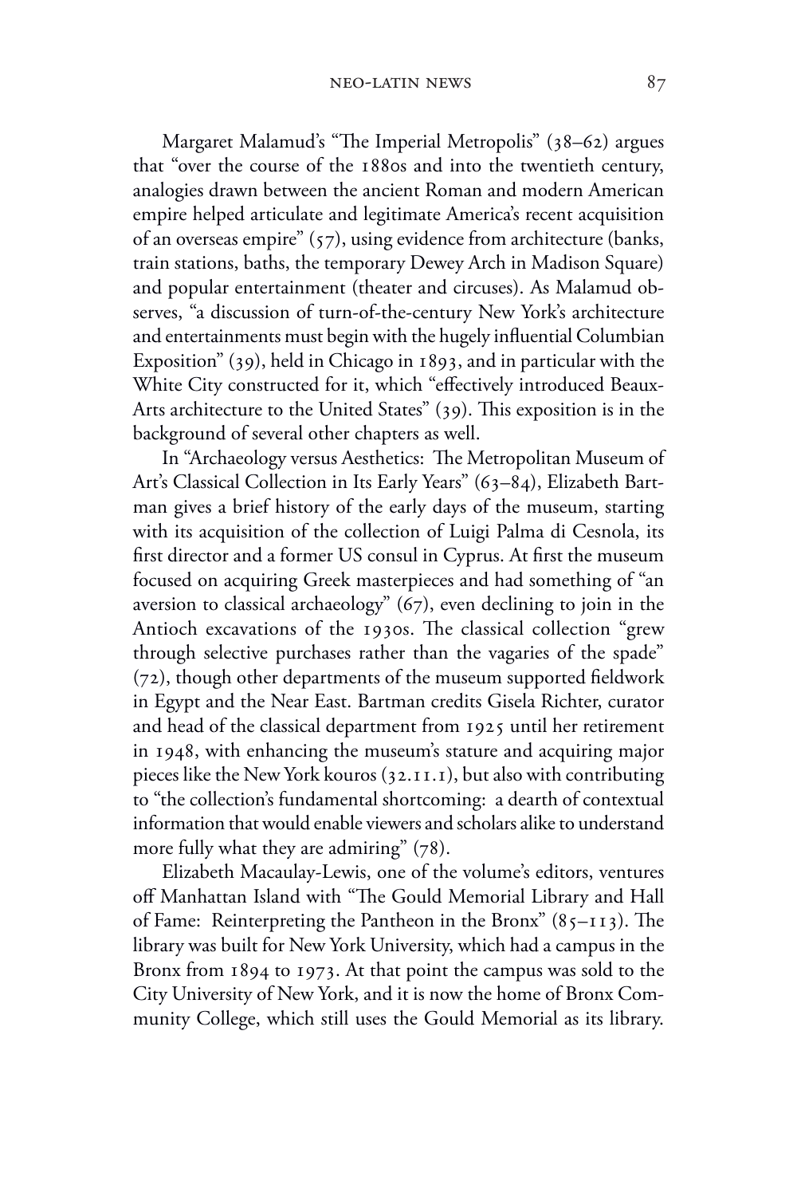Margaret Malamud's "The Imperial Metropolis" (38–62) argues that "over the course of the 1880s and into the twentieth century, analogies drawn between the ancient Roman and modern American empire helped articulate and legitimate America's recent acquisition of an overseas empire" (57), using evidence from architecture (banks, train stations, baths, the temporary Dewey Arch in Madison Square) and popular entertainment (theater and circuses). As Malamud observes, "a discussion of turn-of-the-century New York's architecture and entertainments must begin with the hugely influential Columbian Exposition" (39), held in Chicago in 1893, and in particular with the White City constructed for it, which "effectively introduced Beaux-Arts architecture to the United States" (39). This exposition is in the background of several other chapters as well.

In "Archaeology versus Aesthetics: The Metropolitan Museum of Art's Classical Collection in Its Early Years" (63–84), Elizabeth Bartman gives a brief history of the early days of the museum, starting with its acquisition of the collection of Luigi Palma di Cesnola, its first director and a former US consul in Cyprus. At first the museum focused on acquiring Greek masterpieces and had something of "an aversion to classical archaeology" (67), even declining to join in the Antioch excavations of the 1930s. The classical collection "grew through selective purchases rather than the vagaries of the spade" (72), though other departments of the museum supported fieldwork in Egypt and the Near East. Bartman credits Gisela Richter, curator and head of the classical department from 1925 until her retirement in 1948, with enhancing the museum's stature and acquiring major pieces like the New York kouros (32.11.1), but also with contributing to "the collection's fundamental shortcoming: a dearth of contextual information that would enable viewers and scholars alike to understand more fully what they are admiring" (78).

Elizabeth Macaulay-Lewis, one of the volume's editors, ventures off Manhattan Island with "The Gould Memorial Library and Hall of Fame: Reinterpreting the Pantheon in the Bronx" (85–113). The library was built for New York University, which had a campus in the Bronx from 1894 to 1973. At that point the campus was sold to the City University of New York, and it is now the home of Bronx Community College, which still uses the Gould Memorial as its library.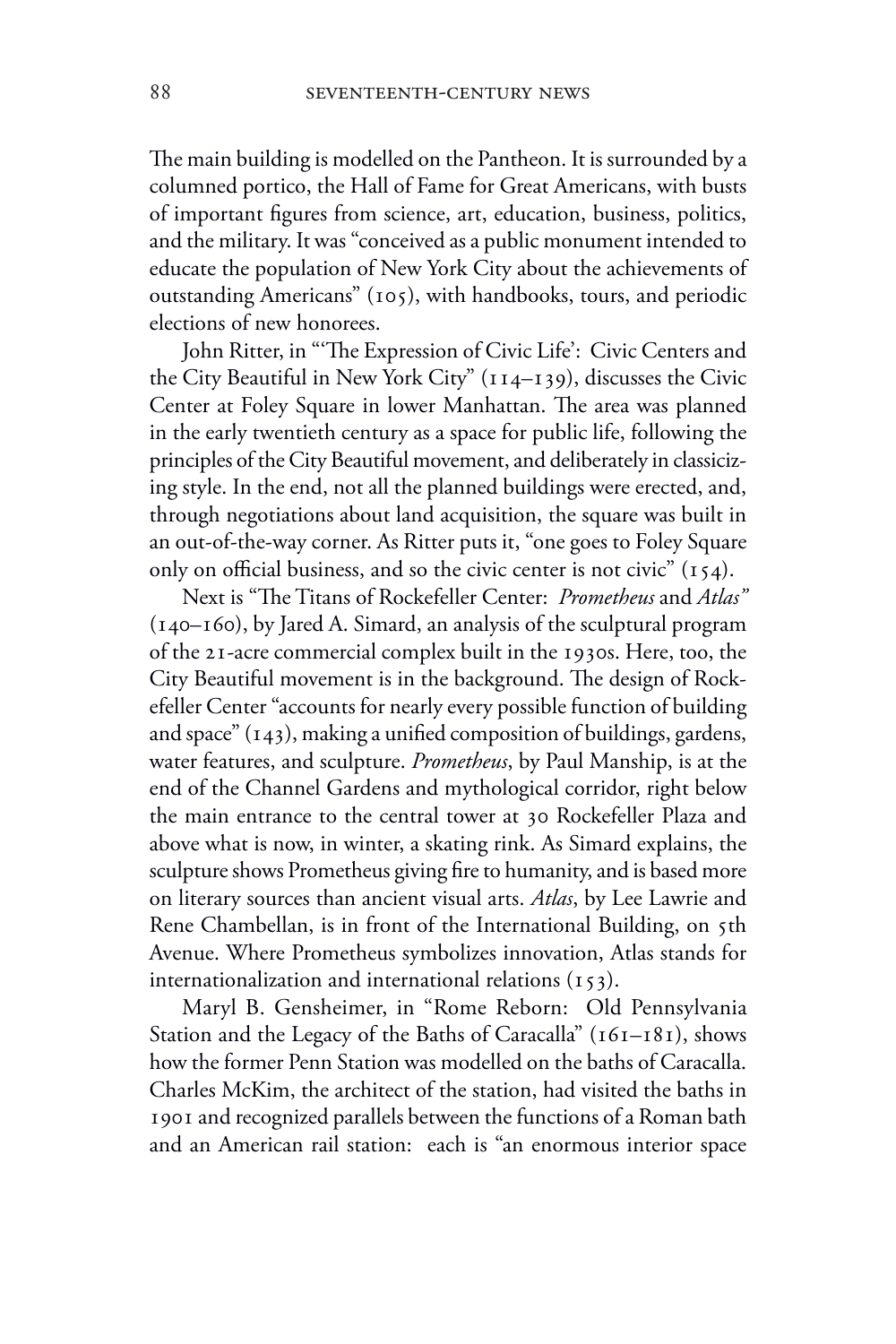The main building is modelled on the Pantheon. It is surrounded by a columned portico, the Hall of Fame for Great Americans, with busts of important figures from science, art, education, business, politics, and the military. It was "conceived as a public monument intended to educate the population of New York City about the achievements of outstanding Americans" (105), with handbooks, tours, and periodic elections of new honorees.

John Ritter, in "'The Expression of Civic Life': Civic Centers and the City Beautiful in New York City" (114–139), discusses the Civic Center at Foley Square in lower Manhattan. The area was planned in the early twentieth century as a space for public life, following the principles of the City Beautiful movement, and deliberately in classicizing style. In the end, not all the planned buildings were erected, and, through negotiations about land acquisition, the square was built in an out-of-the-way corner. As Ritter puts it, "one goes to Foley Square only on official business, and so the civic center is not civic" (154).

Next is "The Titans of Rockefeller Center: *Prometheus* and *Atlas*" (140–160), by Jared A. Simard, an analysis of the sculptural program of the 21-acre commercial complex built in the 1930s. Here, too, the City Beautiful movement is in the background. The design of Rockefeller Center "accounts for nearly every possible function of building and space" (143), making a unified composition of buildings, gardens, water features, and sculpture. *Prometheus*, by Paul Manship, is at the end of the Channel Gardens and mythological corridor, right below the main entrance to the central tower at 30 Rockefeller Plaza and above what is now, in winter, a skating rink. As Simard explains, the sculpture shows Prometheus giving fire to humanity, and is based more on literary sources than ancient visual arts. *Atlas*, by Lee Lawrie and Rene Chambellan, is in front of the International Building, on 5th Avenue. Where Prometheus symbolizes innovation, Atlas stands for internationalization and international relations (153).

Maryl B. Gensheimer, in "Rome Reborn: Old Pennsylvania Station and the Legacy of the Baths of Caracalla" (161–181), shows how the former Penn Station was modelled on the baths of Caracalla. Charles McKim, the architect of the station, had visited the baths in 1901 and recognized parallels between the functions of a Roman bath and an American rail station: each is "an enormous interior space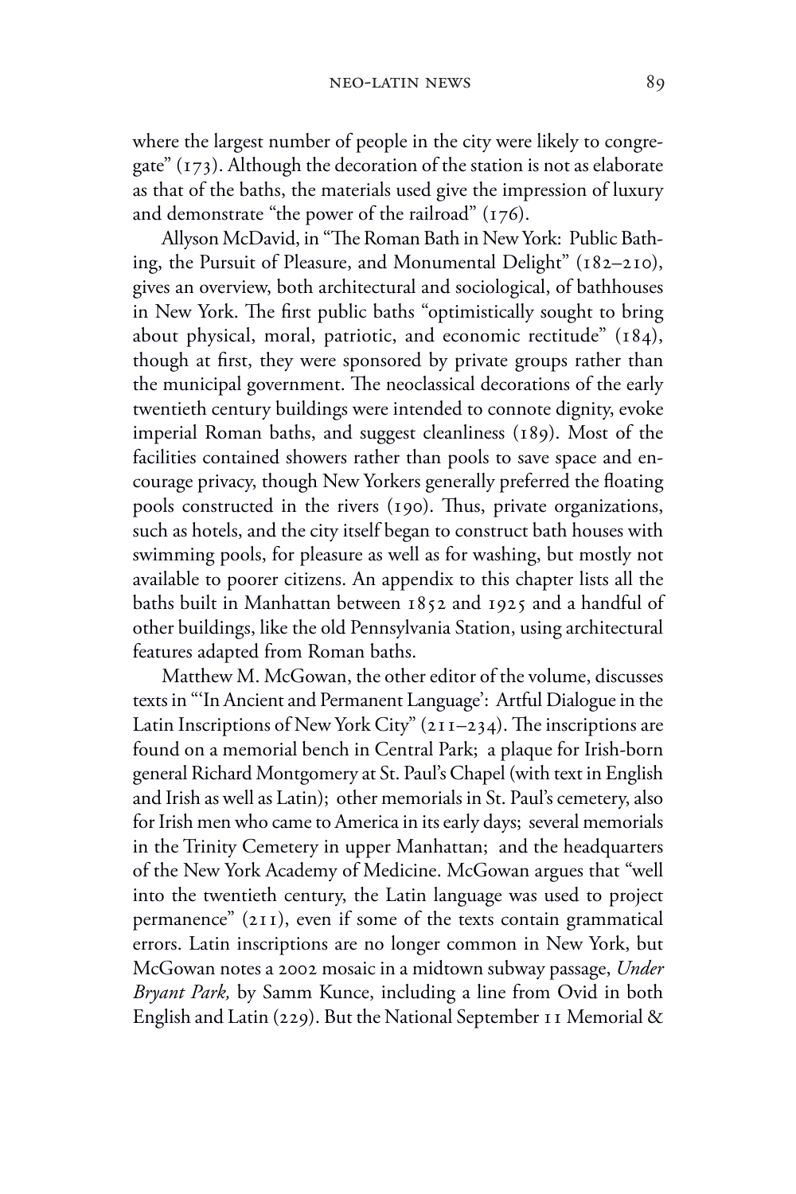where the largest number of people in the city were likely to congregate" (173). Although the decoration of the station is not as elaborate as that of the baths, the materials used give the impression of luxury and demonstrate "the power of the railroad" (176).

Allyson McDavid, in "The Roman Bath in New York: Public Bathing, the Pursuit of Pleasure, and Monumental Delight" (182–210), gives an overview, both architectural and sociological, of bathhouses in New York. The first public baths "optimistically sought to bring about physical, moral, patriotic, and economic rectitude" (184), though at first, they were sponsored by private groups rather than the municipal government. The neoclassical decorations of the early twentieth century buildings were intended to connote dignity, evoke imperial Roman baths, and suggest cleanliness (189). Most of the facilities contained showers rather than pools to save space and encourage privacy, though New Yorkers generally preferred the floating pools constructed in the rivers (190). Thus, private organizations, such as hotels, and the city itself began to construct bath houses with swimming pools, for pleasure as well as for washing, but mostly not available to poorer citizens. An appendix to this chapter lists all the baths built in Manhattan between 1852 and 1925 and a handful of other buildings, like the old Pennsylvania Station, using architectural features adapted from Roman baths.

Matthew M. McGowan, the other editor of the volume, discusses texts in "'In Ancient and Permanent Language': Artful Dialogue in the Latin Inscriptions of New York City" (211–234). The inscriptions are found on a memorial bench in Central Park; a plaque for Irish-born general Richard Montgomery at St. Paul's Chapel (with text in English and Irish as well as Latin); other memorials in St. Paul's cemetery, also for Irish men who came to America in its early days; several memorials in the Trinity Cemetery in upper Manhattan; and the headquarters of the New York Academy of Medicine. McGowan argues that "well into the twentieth century, the Latin language was used to project permanence" (211), even if some of the texts contain grammatical errors. Latin inscriptions are no longer common in New York, but McGowan notes a 2002 mosaic in a midtown subway passage, *Under Bryant Park,* by Samm Kunce, including a line from Ovid in both English and Latin (229). But the National September 11 Memorial &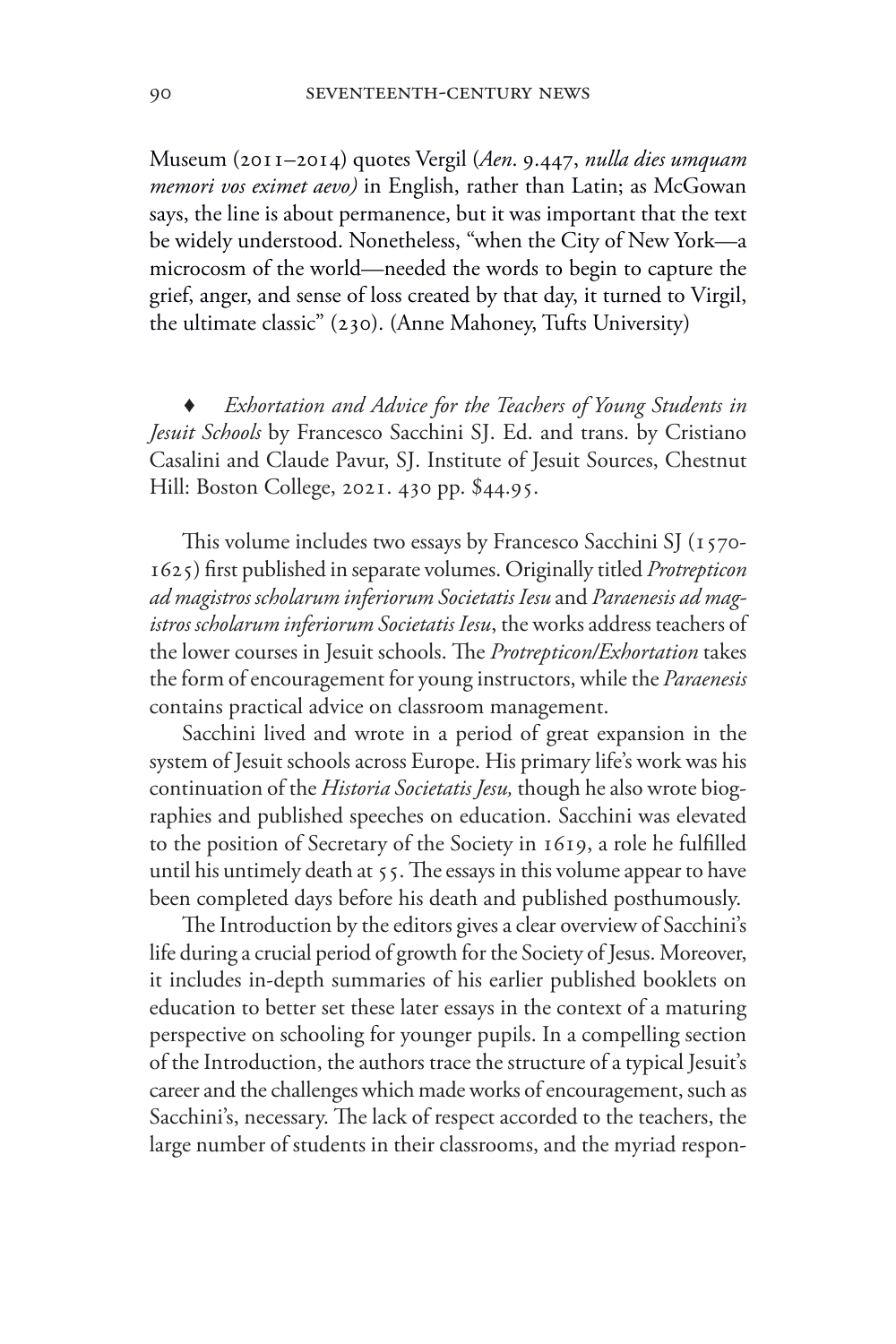Museum (2011–2014) quotes Vergil (*Aen*. 9.447, *nulla dies umquam memori vos eximet aevo)* in English, rather than Latin; as McGowan says, the line is about permanence, but it was important that the text be widely understood. Nonetheless, "when the City of New York—a microcosm of the world—needed the words to begin to capture the grief, anger, and sense of loss created by that day, it turned to Virgil, the ultimate classic" (230). (Anne Mahoney, Tufts University)

♦ *Exhortation and Advice for the Teachers of Young Students in Jesuit Schools* by Francesco Sacchini SJ. Ed. and trans. by Cristiano Casalini and Claude Pavur, SJ. Institute of Jesuit Sources, Chestnut Hill: Boston College, 2021. 430 pp. $44.95.

This volume includes two essays by Francesco Sacchini SJ (1570-1625) first published in separate volumes. Originally titled *Protrepticon ad magistros scholarum inferiorum Societatis Iesu* and *Paraenesis ad magistros scholarum inferiorum Societatis Iesu*, the works address teachers of the lower courses in Jesuit schools. The *Protrepticon/Exhortation* takes the form of encouragement for young instructors, while the *Paraenesis* contains practical advice on classroom management.

Sacchini lived and wrote in a period of great expansion in the system of Jesuit schools across Europe. His primary life's work was his continuation of the *Historia Societatis Jesu,* though he also wrote biographies and published speeches on education. Sacchini was elevated to the position of Secretary of the Society in 1619, a role he fulfilled until his untimely death at 55. The essays in this volume appear to have been completed days before his death and published posthumously.

The Introduction by the editors gives a clear overview of Sacchini's life during a crucial period of growth for the Society of Jesus. Moreover, it includes in-depth summaries of his earlier published booklets on education to better set these later essays in the context of a maturing perspective on schooling for younger pupils. In a compelling section of the Introduction, the authors trace the structure of a typical Jesuit's career and the challenges which made works of encouragement, such as Sacchini's, necessary. The lack of respect accorded to the teachers, the large number of students in their classrooms, and the myriad respon-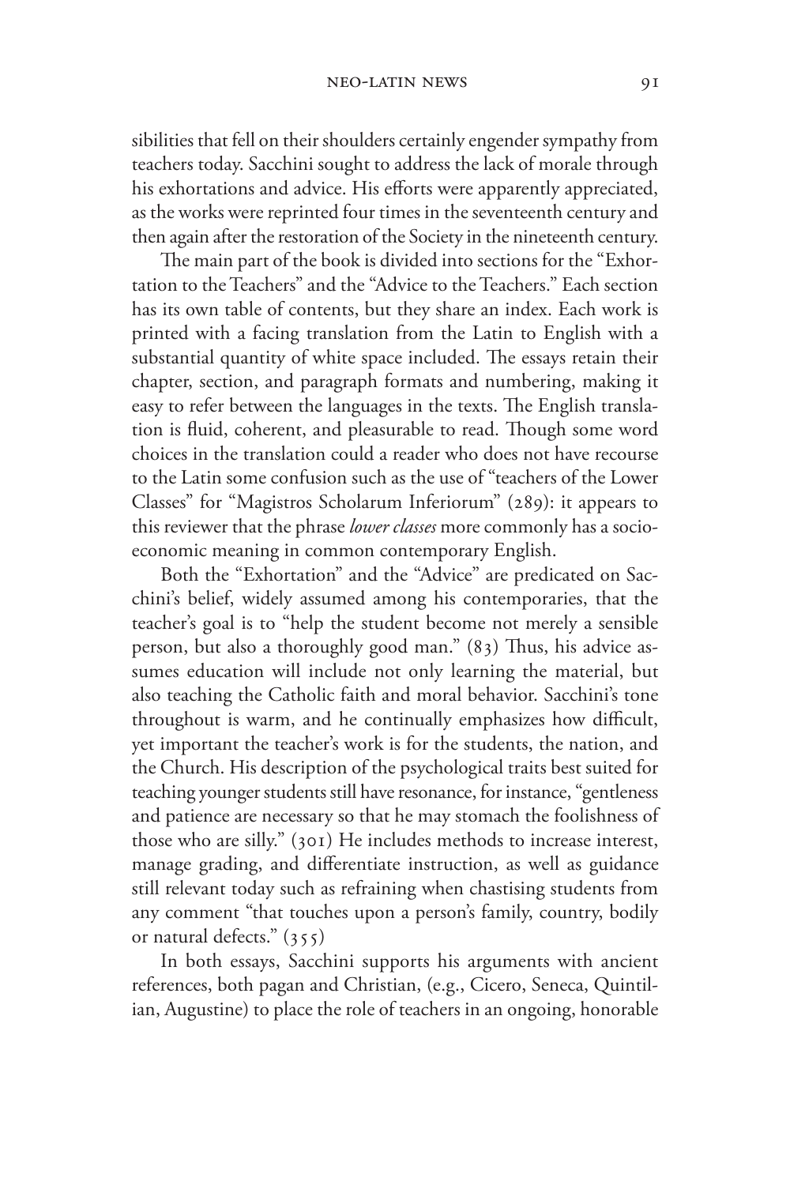sibilities that fell on their shoulders certainly engender sympathy from teachers today. Sacchini sought to address the lack of morale through his exhortations and advice. His efforts were apparently appreciated, as the works were reprinted four times in the seventeenth century and then again after the restoration of the Society in the nineteenth century.

The main part of the book is divided into sections for the "Exhortation to the Teachers" and the "Advice to the Teachers." Each section has its own table of contents, but they share an index. Each work is printed with a facing translation from the Latin to English with a substantial quantity of white space included. The essays retain their chapter, section, and paragraph formats and numbering, making it easy to refer between the languages in the texts. The English translation is fluid, coherent, and pleasurable to read. Though some word choices in the translation could a reader who does not have recourse to the Latin some confusion such as the use of "teachers of the Lower Classes" for "Magistros Scholarum Inferiorum" (289): it appears to this reviewer that the phrase *lower classes* more commonly has a socioeconomic meaning in common contemporary English.

Both the "Exhortation" and the "Advice" are predicated on Sacchini's belief, widely assumed among his contemporaries, that the teacher's goal is to "help the student become not merely a sensible person, but also a thoroughly good man." (83) Thus, his advice assumes education will include not only learning the material, but also teaching the Catholic faith and moral behavior. Sacchini's tone throughout is warm, and he continually emphasizes how difficult, yet important the teacher's work is for the students, the nation, and the Church. His description of the psychological traits best suited for teaching younger students still have resonance, for instance, "gentleness and patience are necessary so that he may stomach the foolishness of those who are silly." (301) He includes methods to increase interest, manage grading, and differentiate instruction, as well as guidance still relevant today such as refraining when chastising students from any comment "that touches upon a person's family, country, bodily or natural defects." (355)

In both essays, Sacchini supports his arguments with ancient references, both pagan and Christian, (e.g., Cicero, Seneca, Quintilian, Augustine) to place the role of teachers in an ongoing, honorable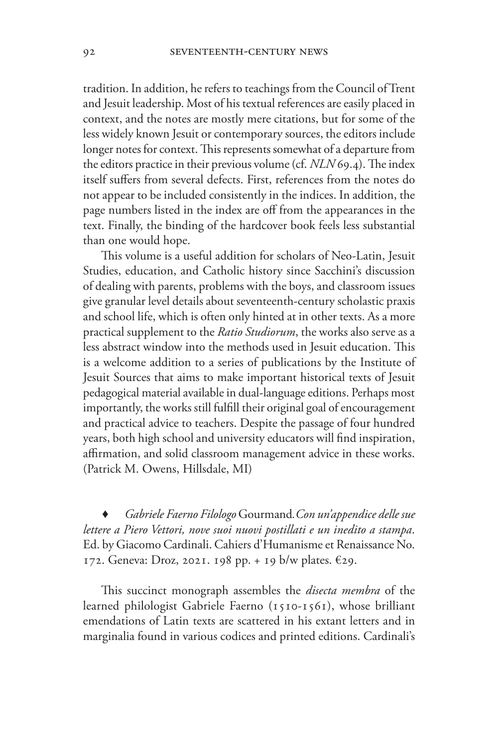tradition. In addition, he refers to teachings from the Council of Trent and Jesuit leadership. Most of his textual references are easily placed in context, and the notes are mostly mere citations, but for some of the less widely known Jesuit or contemporary sources, the editors include longer notes for context. This represents somewhat of a departure from the editors practice in their previous volume (cf. *NLN* 69.4). The index itself suffers from several defects. First, references from the notes do not appear to be included consistently in the indices. In addition, the page numbers listed in the index are off from the appearances in the text. Finally, the binding of the hardcover book feels less substantial than one would hope.

This volume is a useful addition for scholars of Neo-Latin, Jesuit Studies, education, and Catholic history since Sacchini's discussion of dealing with parents, problems with the boys, and classroom issues give granular level details about seventeenth-century scholastic praxis and school life, which is often only hinted at in other texts. As a more practical supplement to the *Ratio Studiorum*, the works also serve as a less abstract window into the methods used in Jesuit education. This is a welcome addition to a series of publications by the Institute of Jesuit Sources that aims to make important historical texts of Jesuit pedagogical material available in dual-language editions. Perhaps most importantly, the works still fulfill their original goal of encouragement and practical advice to teachers. Despite the passage of four hundred years, both high school and university educators will find inspiration, affirmation, and solid classroom management advice in these works. (Patrick M. Owens, Hillsdale, MI)

♦ *Gabriele Faerno Filologo* Gourmand. *Con un'appendice delle sue lettere a Piero Vettori, nove suoi nuovi postillati e un inedito a stampa*. Ed. by Giacomo Cardinali. Cahiers d'Humanisme et Renaissance No. 172. Geneva: Droz, 2021. 198 pp. + 19 b/w plates. €29.

This succinct monograph assembles the *disecta membra* of the learned philologist Gabriele Faerno (1510-1561), whose brilliant emendations of Latin texts are scattered in his extant letters and in marginalia found in various codices and printed editions. Cardinali's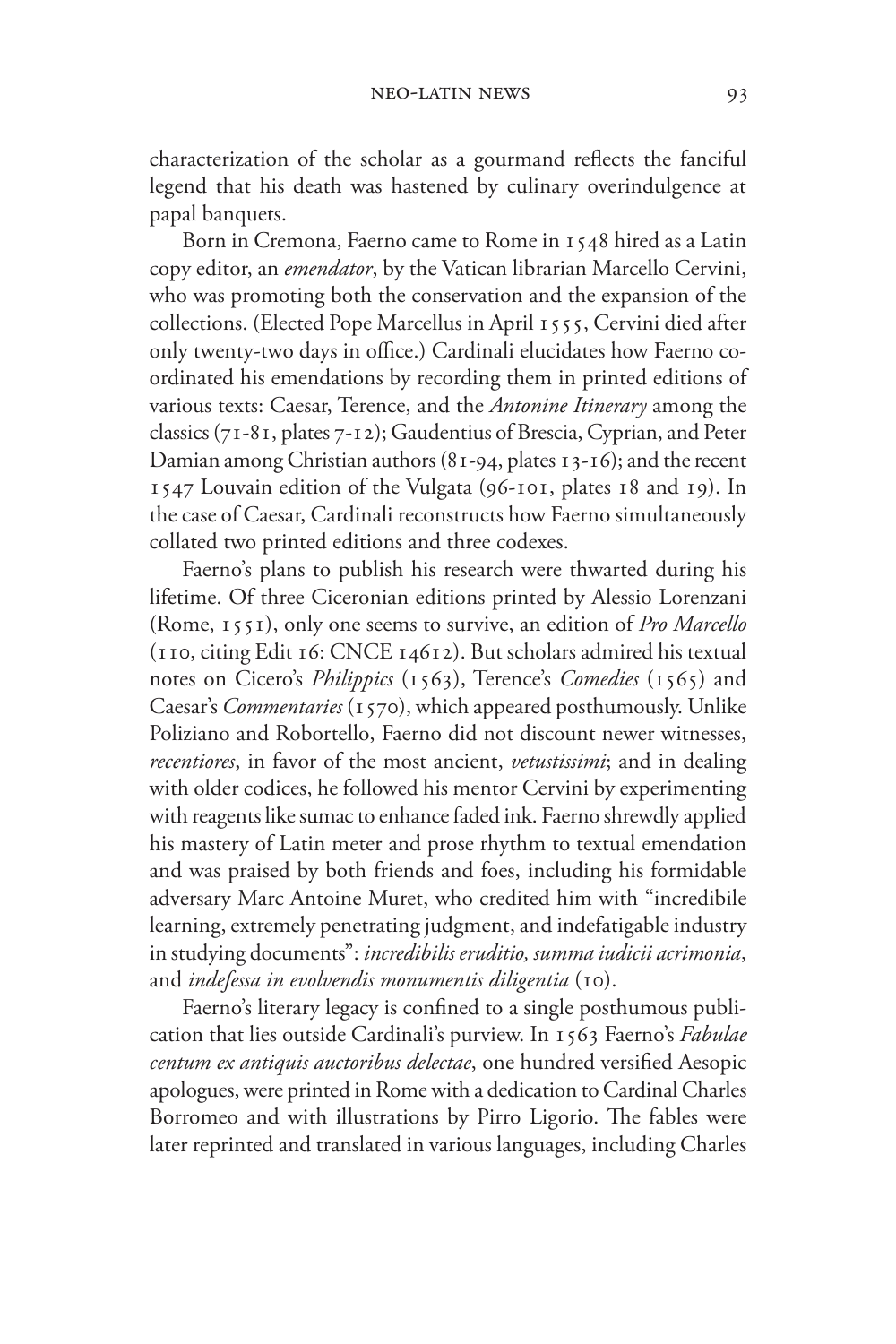characterization of the scholar as a gourmand reflects the fanciful legend that his death was hastened by culinary overindulgence at papal banquets.

Born in Cremona, Faerno came to Rome in 1548 hired as a Latin copy editor, an *emendator*, by the Vatican librarian Marcello Cervini, who was promoting both the conservation and the expansion of the collections. (Elected Pope Marcellus in April 1555, Cervini died after only twenty-two days in office.) Cardinali elucidates how Faerno coordinated his emendations by recording them in printed editions of various texts: Caesar, Terence, and the *Antonine Itinerary* among the classics (71-81, plates 7-12); Gaudentius of Brescia, Cyprian, and Peter Damian among Christian authors (81-94, plates 13-16); and the recent 1547 Louvain edition of the Vulgata (96-101, plates 18 and 19). In the case of Caesar, Cardinali reconstructs how Faerno simultaneously collated two printed editions and three codexes.

Faerno's plans to publish his research were thwarted during his lifetime. Of three Ciceronian editions printed by Alessio Lorenzani (Rome, 1551), only one seems to survive, an edition of *Pro Marcello* (110, citing Edit 16: CNCE 14612). But scholars admired his textual notes on Cicero's *Philippics* (1563), Terence's *Comedies* (1565) and Caesar's *Commentaries* (1570), which appeared posthumously. Unlike Poliziano and Robortello, Faerno did not discount newer witnesses, *recentiores*, in favor of the most ancient, *vetustissimi*; and in dealing with older codices, he followed his mentor Cervini by experimenting with reagents like sumac to enhance faded ink. Faerno shrewdly applied his mastery of Latin meter and prose rhythm to textual emendation and was praised by both friends and foes, including his formidable adversary Marc Antoine Muret, who credited him with "incredibile learning, extremely penetrating judgment, and indefatigable industry in studying documents": *incredibilis eruditio, summa iudicii acrimonia*, and *indefessa in evolvendis monumentis diligentia* (10).

Faerno's literary legacy is confined to a single posthumous publication that lies outside Cardinali's purview. In 1563 Faerno's *Fabulae centum ex antiquis auctoribus delectae*, one hundred versified Aesopic apologues, were printed in Rome with a dedication to Cardinal Charles Borromeo and with illustrations by Pirro Ligorio. The fables were later reprinted and translated in various languages, including Charles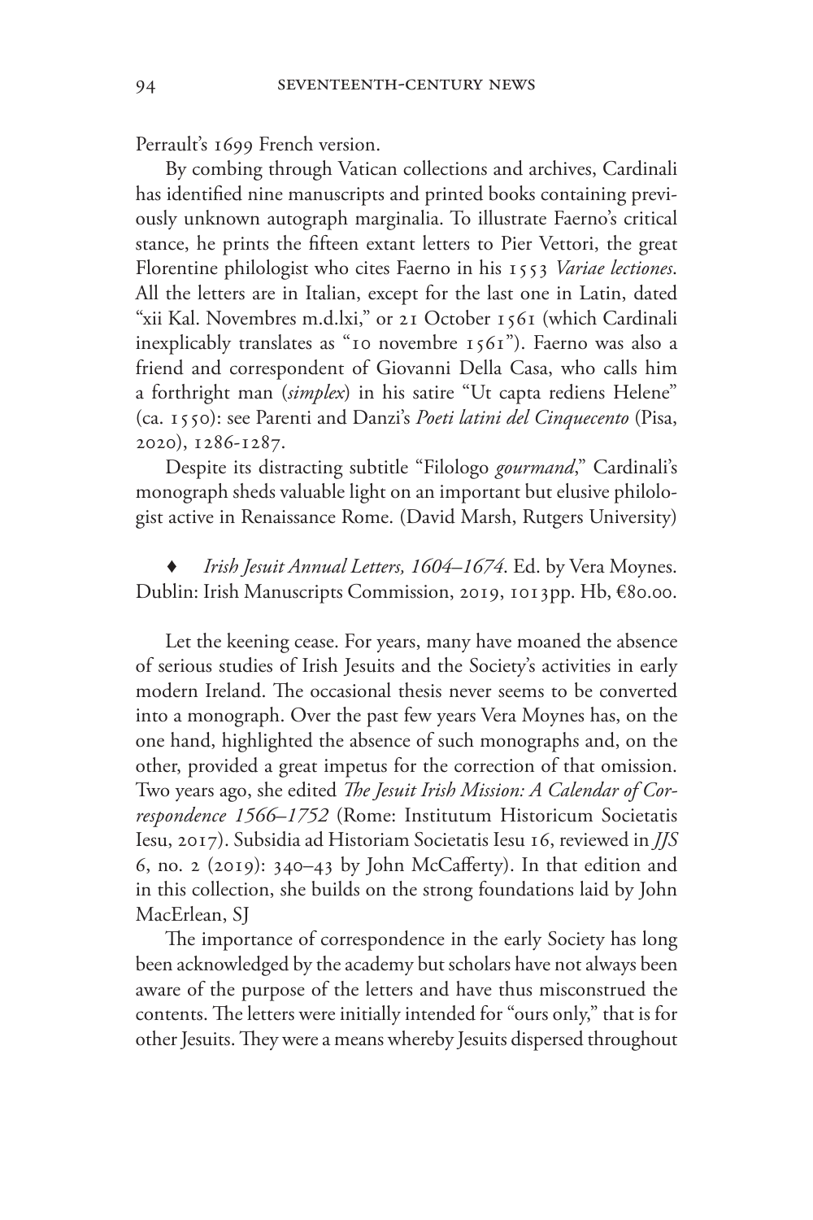Perrault's 1699 French version.

By combing through Vatican collections and archives, Cardinali has identified nine manuscripts and printed books containing previously unknown autograph marginalia. To illustrate Faerno's critical stance, he prints the fifteen extant letters to Pier Vettori, the great Florentine philologist who cites Faerno in his 1553 *Variae lectiones*. All the letters are in Italian, except for the last one in Latin, dated "xii Kal. Novembres m.d.lxi," or 21 October 1561 (which Cardinali inexplicably translates as "10 novembre 1561"). Faerno was also a friend and correspondent of Giovanni Della Casa, who calls him a forthright man (*simplex*) in his satire "Ut capta rediens Helene" (ca. 1550): see Parenti and Danzi's *Poeti latini del Cinquecento* (Pisa, 2020), 1286-1287.

Despite its distracting subtitle "Filologo *gourmand*," Cardinali's monograph sheds valuable light on an important but elusive philologist active in Renaissance Rome. (David Marsh, Rutgers University)

♦ *Irish Jesuit Annual Letters, 1604–1674*. Ed. by Vera Moynes. Dublin: Irish Manuscripts Commission, 2019, 1013pp. Hb, €80.00.

Let the keening cease. For years, many have moaned the absence of serious studies of Irish Jesuits and the Society's activities in early modern Ireland. The occasional thesis never seems to be converted into a monograph. Over the past few years Vera Moynes has, on the one hand, highlighted the absence of such monographs and, on the other, provided a great impetus for the correction of that omission. Two years ago, she edited *The Jesuit Irish Mission: A Calendar of Correspondence 1566–1752* (Rome: Institutum Historicum Societatis Iesu, 2017). Subsidia ad Historiam Societatis Iesu 16, reviewed in *JJS* 6, no. 2 (2019): 340–43 by John McCafferty). In that edition and in this collection, she builds on the strong foundations laid by John MacErlean, SJ

The importance of correspondence in the early Society has long been acknowledged by the academy but scholars have not always been aware of the purpose of the letters and have thus misconstrued the contents. The letters were initially intended for "ours only," that is for other Jesuits. They were a means whereby Jesuits dispersed throughout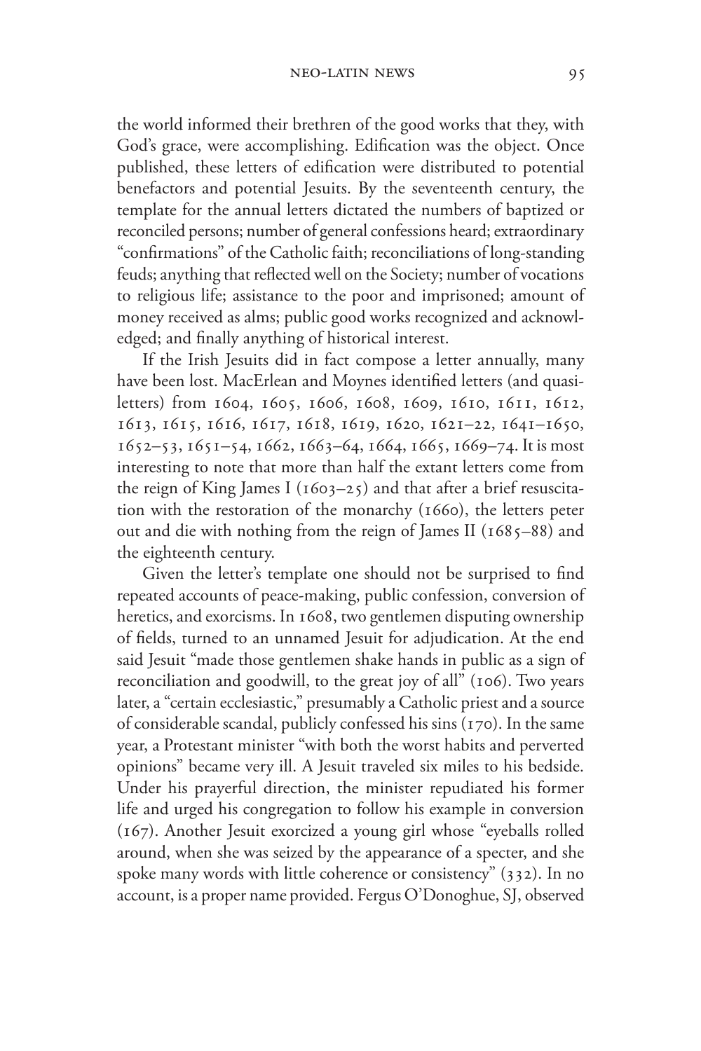the world informed their brethren of the good works that they, with God's grace, were accomplishing. Edification was the object. Once published, these letters of edification were distributed to potential benefactors and potential Jesuits. By the seventeenth century, the template for the annual letters dictated the numbers of baptized or reconciled persons; number of general confessions heard; extraordinary "confirmations" of the Catholic faith; reconciliations of long-standing feuds; anything that reflected well on the Society; number of vocations to religious life; assistance to the poor and imprisoned; amount of money received as alms; public good works recognized and acknowledged; and finally anything of historical interest.

If the Irish Jesuits did in fact compose a letter annually, many have been lost. MacErlean and Moynes identified letters (and quasi-letters) from 1604, 1605, 1606, 1608, 1609, 1610, 1611, 1612, 1613, 1615, 1616, 1617, 1618, 1619, 1620, 1621–22, 1641–1650, 1652–53, 1651–54, 1662, 1663–64, 1664, 1665, 1669–74. It is most interesting to note that more than half the extant letters come from the reign of King James I (1603–25) and that after a brief resuscitation with the restoration of the monarchy (1660), the letters peter out and die with nothing from the reign of James II (1685–88) and the eighteenth century.

Given the letter's template one should not be surprised to find repeated accounts of peace-making, public confession, conversion of heretics, and exorcisms. In 1608, two gentlemen disputing ownership of fields, turned to an unnamed Jesuit for adjudication. At the end said Jesuit "made those gentlemen shake hands in public as a sign of reconciliation and goodwill, to the great joy of all" (106). Two years later, a "certain ecclesiastic," presumably a Catholic priest and a source of considerable scandal, publicly confessed his sins (170). In the same year, a Protestant minister "with both the worst habits and perverted opinions" became very ill. A Jesuit traveled six miles to his bedside. Under his prayerful direction, the minister repudiated his former life and urged his congregation to follow his example in conversion (167). Another Jesuit exorcized a young girl whose "eyeballs rolled around, when she was seized by the appearance of a specter, and she spoke many words with little coherence or consistency" (332). In no account, is a proper name provided. Fergus O'Donoghue, SJ, observed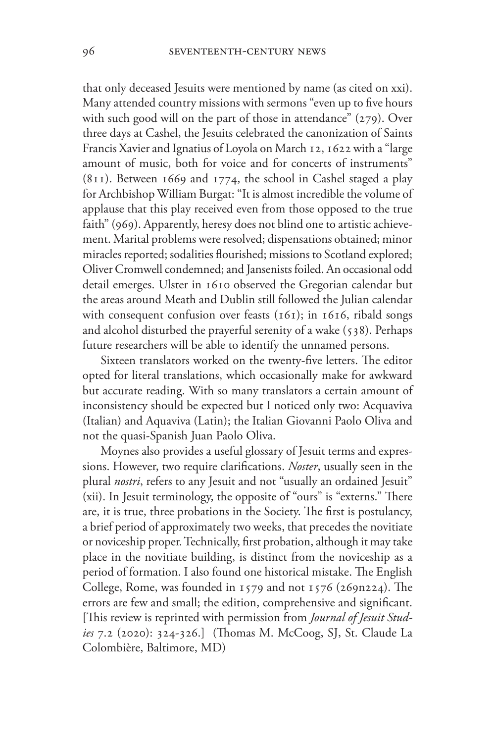that only deceased Jesuits were mentioned by name (as cited on xxi). Many attended country missions with sermons "even up to five hours with such good will on the part of those in attendance" (279). Over three days at Cashel, the Jesuits celebrated the canonization of Saints Francis Xavier and Ignatius of Loyola on March 12, 1622 with a "large amount of music, both for voice and for concerts of instruments" (811). Between 1669 and 1774, the school in Cashel staged a play for Archbishop William Burgat: "It is almost incredible the volume of applause that this play received even from those opposed to the true faith" (969). Apparently, heresy does not blind one to artistic achievement. Marital problems were resolved; dispensations obtained; minor miracles reported; sodalities flourished; missions to Scotland explored; Oliver Cromwell condemned; and Jansenists foiled. An occasional odd detail emerges. Ulster in 1610 observed the Gregorian calendar but the areas around Meath and Dublin still followed the Julian calendar with consequent confusion over feasts (161); in 1616, ribald songs and alcohol disturbed the prayerful serenity of a wake (538). Perhaps future researchers will be able to identify the unnamed persons.

Sixteen translators worked on the twenty-five letters. The editor opted for literal translations, which occasionally make for awkward but accurate reading. With so many translators a certain amount of inconsistency should be expected but I noticed only two: Acquaviva (Italian) and Aquaviva (Latin); the Italian Giovanni Paolo Oliva and not the quasi-Spanish Juan Paolo Oliva.

Moynes also provides a useful glossary of Jesuit terms and expressions. However, two require clarifications. *Noster*, usually seen in the plural *nostri*, refers to any Jesuit and not "usually an ordained Jesuit" (xii). In Jesuit terminology, the opposite of "ours" is "externs." There are, it is true, three probations in the Society. The first is postulancy, a brief period of approximately two weeks, that precedes the novitiate or noviceship proper. Technically, first probation, although it may take place in the novitiate building, is distinct from the noviceship as a period of formation. I also found one historical mistake. The English College, Rome, was founded in 1579 and not 1576 (269n224). The errors are few and small; the edition, comprehensive and significant. [This review is reprinted with permission from *Journal of Jesuit Studies* 7.2 (2020): 324-326.] (Thomas M. McCoog, SJ, St. Claude La Colombière, Baltimore, MD)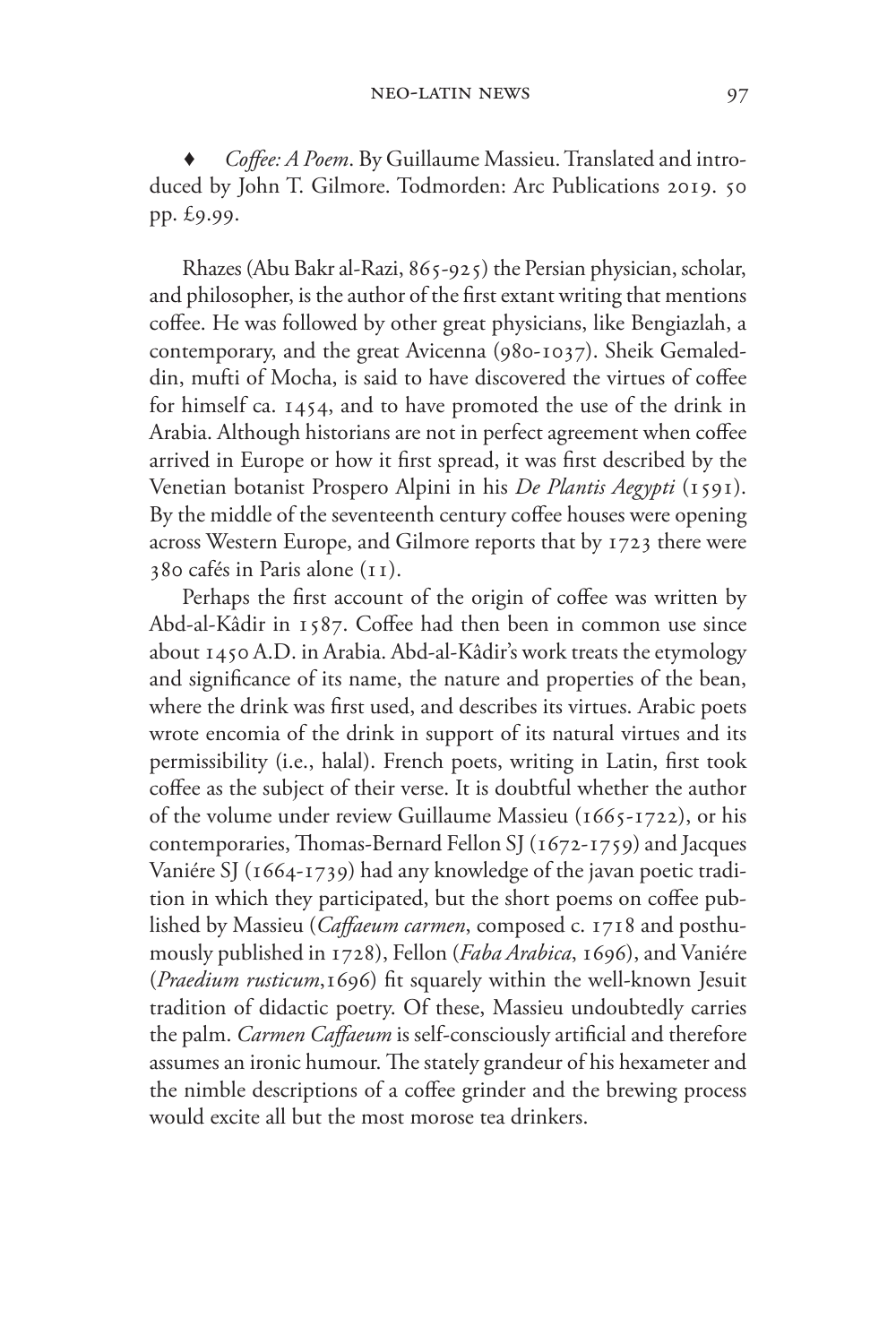♦ *Coffee: A Poem*. By Guillaume Massieu. Translated and introduced by John T. Gilmore. Todmorden: Arc Publications 2019. 50 pp. £9.99.

Rhazes (Abu Bakr al-Razi, 865-925) the Persian physician, scholar, and philosopher, is the author of the first extant writing that mentions coffee. He was followed by other great physicians, like Bengiazlah, a contemporary, and the great Avicenna (980-1037). Sheik Gemaleddin, mufti of Mocha, is said to have discovered the virtues of coffee for himself ca. 1454, and to have promoted the use of the drink in Arabia. Although historians are not in perfect agreement when coffee arrived in Europe or how it first spread, it was first described by the Venetian botanist Prospero Alpini in his *De Plantis Aegypti* (1591). By the middle of the seventeenth century coffee houses were opening across Western Europe, and Gilmore reports that by 1723 there were 380 cafés in Paris alone (11).

Perhaps the first account of the origin of coffee was written by Abd-al-Kâdir in 1587. Coffee had then been in common use since about 1450 A.D. in Arabia. Abd-al-Kâdir's work treats the etymology and significance of its name, the nature and properties of the bean, where the drink was first used, and describes its virtues. Arabic poets wrote encomia of the drink in support of its natural virtues and its permissibility (i.e., halal). French poets, writing in Latin, first took coffee as the subject of their verse. It is doubtful whether the author of the volume under review Guillaume Massieu (1665-1722), or his contemporaries, Thomas-Bernard Fellon SJ (1672-1759) and Jacques Vaniére SJ (1664-1739) had any knowledge of the javan poetic tradition in which they participated, but the short poems on coffee published by Massieu (*Caffaeum carmen*, composed c. 1718 and posthumously published in 1728), Fellon (*Faba Arabica*, 1696), and Vaniére (*Praedium rusticum*,1696) fit squarely within the well-known Jesuit tradition of didactic poetry. Of these, Massieu undoubtedly carries the palm. *Carmen Caffaeum* is self-consciously artificial and therefore assumes an ironic humour. The stately grandeur of his hexameter and the nimble descriptions of a coffee grinder and the brewing process would excite all but the most morose tea drinkers.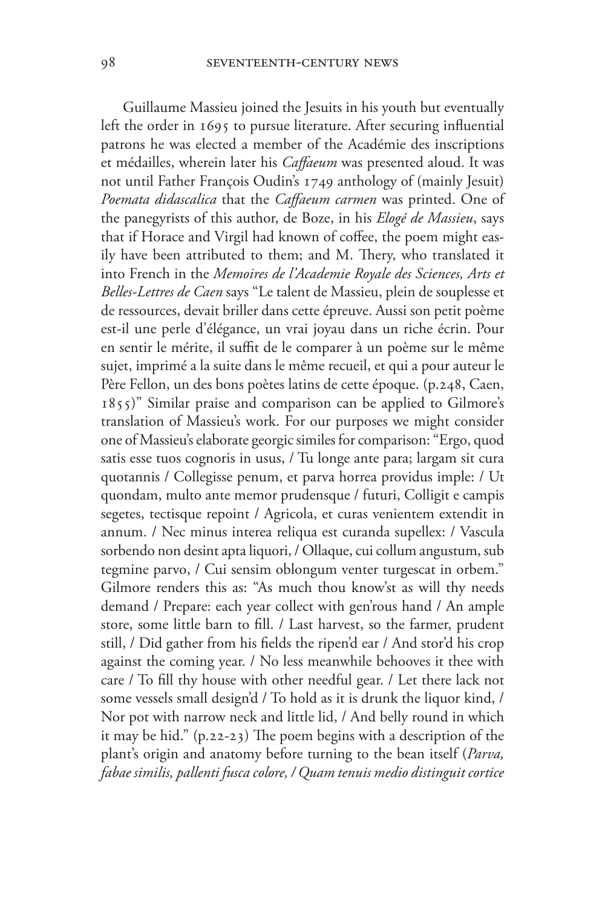Guillaume Massieu joined the Jesuits in his youth but eventually left the order in 1695 to pursue literature. After securing influential patrons he was elected a member of the Académie des inscriptions et médailles, wherein later his *Caffaeum* was presented aloud. It was not until Father François Oudin's 1749 anthology of (mainly Jesuit) *Poemata didascalica* that the *Caffaeum carmen* was printed. One of the panegyrists of this author, de Boze, in his *Elogé de Massieu*, says that if Horace and Virgil had known of coffee, the poem might easily have been attributed to them; and M. Thery, who translated it into French in the *Memoires de l'Academie Royale des Sciences, Arts et Belles-Lettres de Caen* says "Le talent de Massieu, plein de souplesse et de ressources, devait briller dans cette épreuve. Aussi son petit poème est-il une perle d'élégance, un vrai joyau dans un riche écrin. Pour en sentir le mérite, il suffit de le comparer à un poème sur le même sujet, imprimé a la suite dans le même recueil, et qui a pour auteur le Père Fellon, un des bons poètes latins de cette époque. (p.248, Caen, 1855)" Similar praise and comparison can be applied to Gilmore's translation of Massieu's work. For our purposes we might consider one of Massieu's elaborate georgic similes for comparison: "Ergo, quod satis esse tuos cognoris in usus, / Tu longe ante para; largam sit cura quotannis / Collegisse penum, et parva horrea providus imple: / Ut quondam, multo ante memor prudensque / futuri, Colligit e campis segetes, tectisque repoint / Agricola, et curas venientem extendit in annum. / Nec minus interea reliqua est curanda supellex: / Vascula sorbendo non desint apta liquori, / Ollaque, cui collum angustum, sub tegmine parvo, / Cui sensim oblongum venter turgescat in orbem." Gilmore renders this as: "As much thou know'st as will thy needs demand / Prepare: each year collect with gen'rous hand / An ample store, some little barn to fill. / Last harvest, so the farmer, prudent still, / Did gather from his fields the ripen'd ear / And stor'd his crop against the coming year. / No less meanwhile behooves it thee with care / To fill thy house with other needful gear. / Let there lack not some vessels small design'd / To hold as it is drunk the liquor kind, / Nor pot with narrow neck and little lid, / And belly round in which it may be hid." (p.22-23) The poem begins with a description of the plant's origin and anatomy before turning to the bean itself (*Parva, fabae similis, pallenti fusca colore, / Quam tenuis medio distinguit cortice*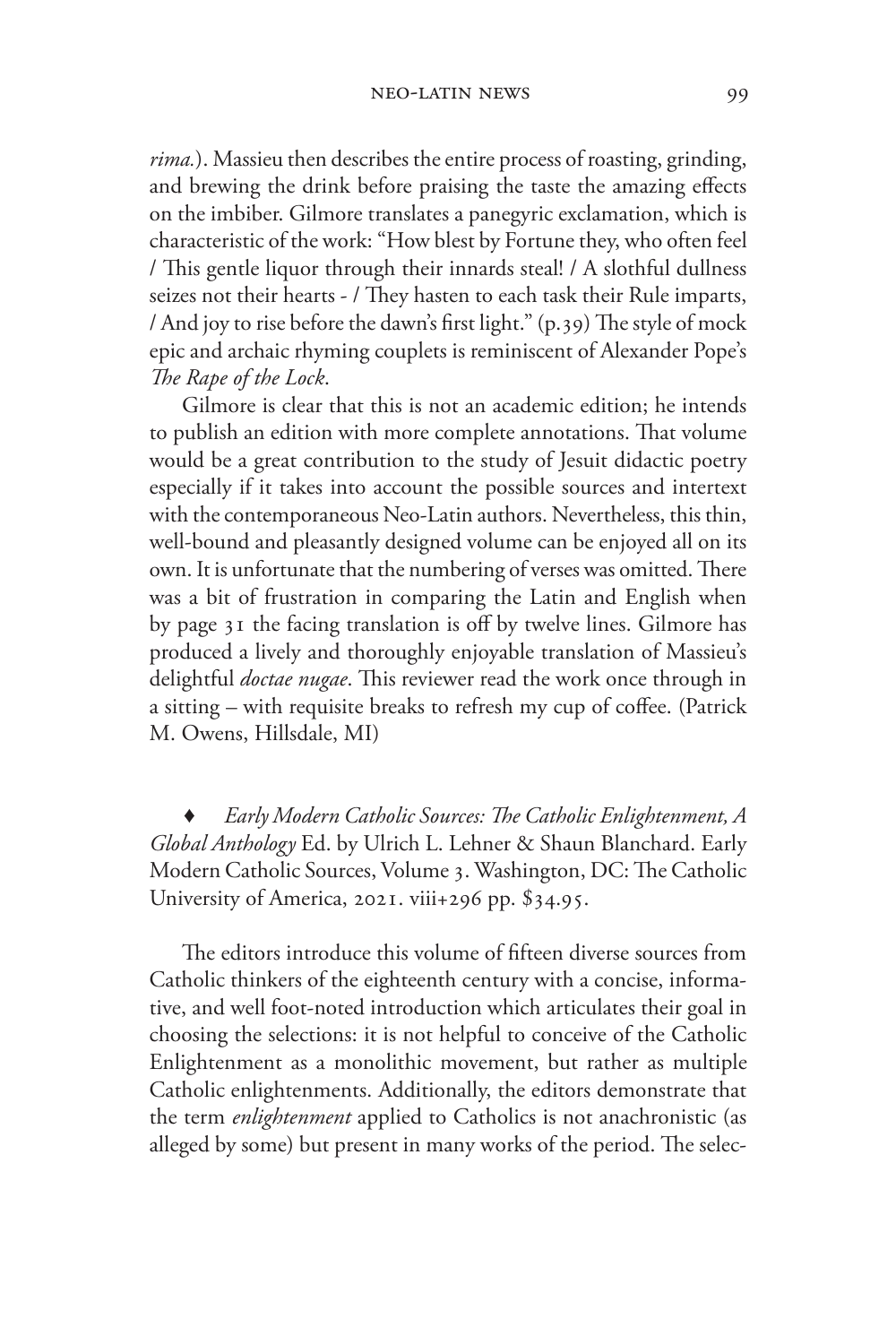*rima.*). Massieu then describes the entire process of roasting, grinding, and brewing the drink before praising the taste the amazing effects on the imbiber. Gilmore translates a panegyric exclamation, which is characteristic of the work: "How blest by Fortune they, who often feel / This gentle liquor through their innards steal! / A slothful dullness seizes not their hearts - / They hasten to each task their Rule imparts, / And joy to rise before the dawn's first light." (p.39) The style of mock epic and archaic rhyming couplets is reminiscent of Alexander Pope's *The Rape of the Lock*.

Gilmore is clear that this is not an academic edition; he intends to publish an edition with more complete annotations. That volume would be a great contribution to the study of Jesuit didactic poetry especially if it takes into account the possible sources and intertext with the contemporaneous Neo-Latin authors. Nevertheless, this thin, well-bound and pleasantly designed volume can be enjoyed all on its own. It is unfortunate that the numbering of verses was omitted. There was a bit of frustration in comparing the Latin and English when by page 31 the facing translation is off by twelve lines. Gilmore has produced a lively and thoroughly enjoyable translation of Massieu's delightful *doctae nugae*. This reviewer read the work once through in a sitting – with requisite breaks to refresh my cup of coffee. (Patrick M. Owens, Hillsdale, MI)

♦ *Early Modern Catholic Sources: The Catholic Enlightenment, A Global Anthology* Ed. by Ulrich L. Lehner & Shaun Blanchard. Early Modern Catholic Sources, Volume 3. Washington, DC: The Catholic University of America, 2021. viii+296 pp. $34.95.

The editors introduce this volume of fifteen diverse sources from Catholic thinkers of the eighteenth century with a concise, informative, and well foot-noted introduction which articulates their goal in choosing the selections: it is not helpful to conceive of the Catholic Enlightenment as a monolithic movement, but rather as multiple Catholic enlightenments. Additionally, the editors demonstrate that the term *enlightenment* applied to Catholics is not anachronistic (as alleged by some) but present in many works of the period. The selec-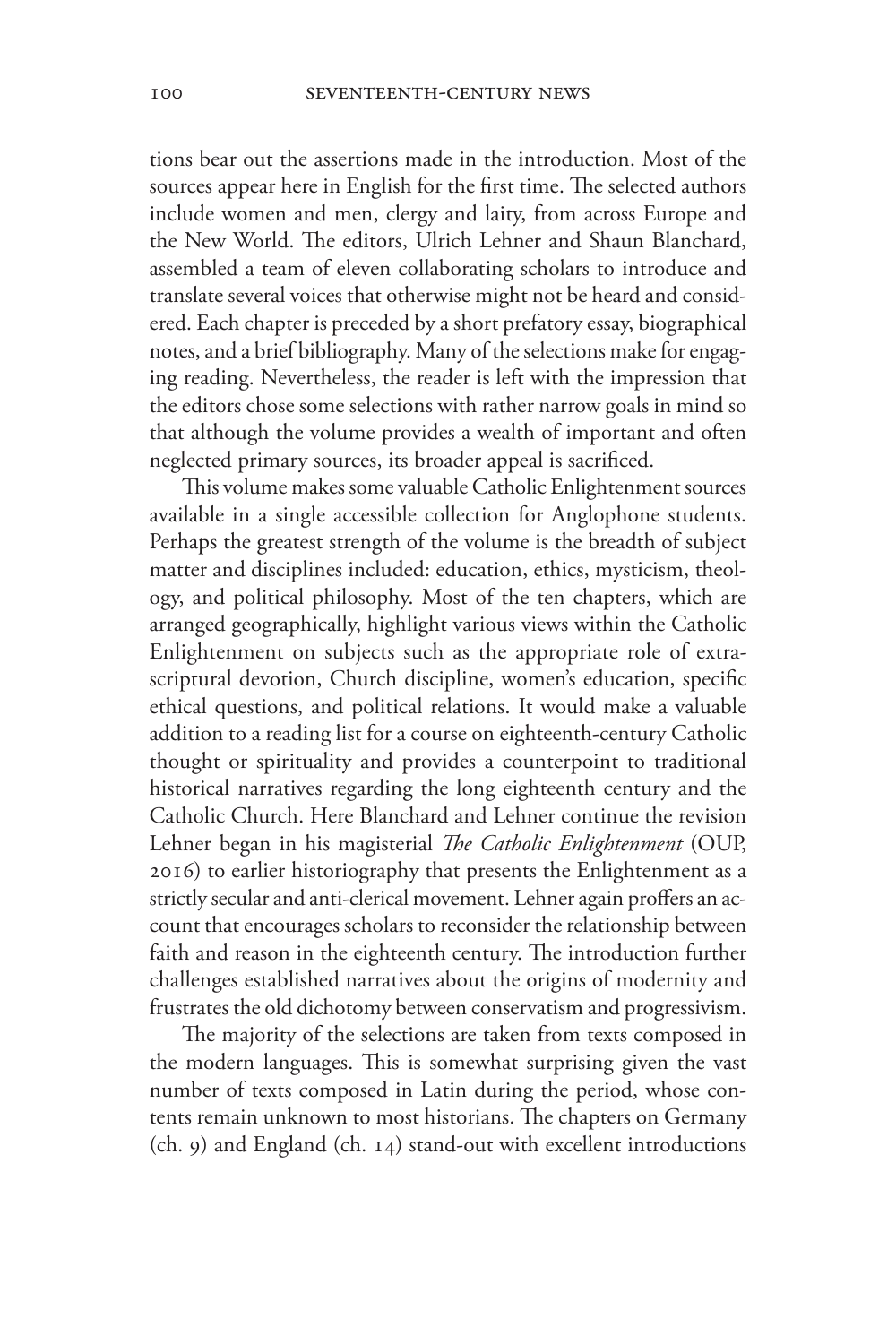tions bear out the assertions made in the introduction. Most of the sources appear here in English for the first time. The selected authors include women and men, clergy and laity, from across Europe and the New World. The editors, Ulrich Lehner and Shaun Blanchard, assembled a team of eleven collaborating scholars to introduce and translate several voices that otherwise might not be heard and considered. Each chapter is preceded by a short prefatory essay, biographical notes, and a brief bibliography. Many of the selections make for engaging reading. Nevertheless, the reader is left with the impression that the editors chose some selections with rather narrow goals in mind so that although the volume provides a wealth of important and often neglected primary sources, its broader appeal is sacrificed.

This volume makes some valuable Catholic Enlightenment sources available in a single accessible collection for Anglophone students. Perhaps the greatest strength of the volume is the breadth of subject matter and disciplines included: education, ethics, mysticism, theology, and political philosophy. Most of the ten chapters, which are arranged geographically, highlight various views within the Catholic Enlightenment on subjects such as the appropriate role of extra-scriptural devotion, Church discipline, women's education, specific ethical questions, and political relations. It would make a valuable addition to a reading list for a course on eighteenth-century Catholic thought or spirituality and provides a counterpoint to traditional historical narratives regarding the long eighteenth century and the Catholic Church. Here Blanchard and Lehner continue the revision Lehner began in his magisterial *The Catholic Enlightenment* (OUP, 2016) to earlier historiography that presents the Enlightenment as a strictly secular and anti-clerical movement. Lehner again proffers an account that encourages scholars to reconsider the relationship between faith and reason in the eighteenth century. The introduction further challenges established narratives about the origins of modernity and frustrates the old dichotomy between conservatism and progressivism.

The majority of the selections are taken from texts composed in the modern languages. This is somewhat surprising given the vast number of texts composed in Latin during the period, whose contents remain unknown to most historians. The chapters on Germany (ch. 9) and England (ch. 14) stand-out with excellent introductions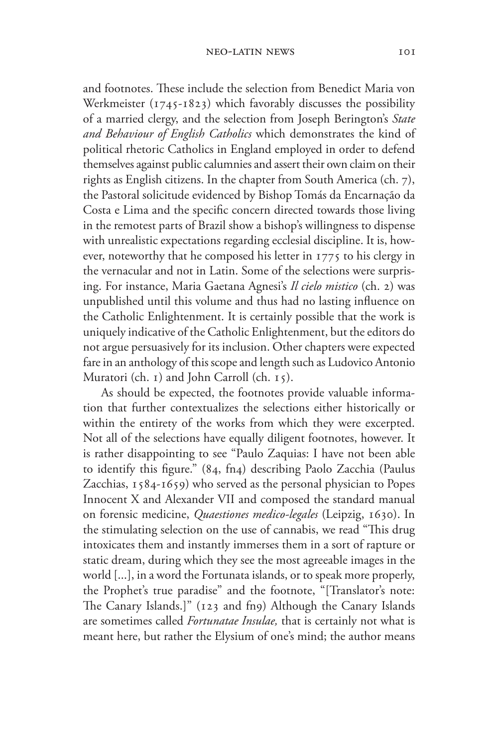and footnotes. These include the selection from Benedict Maria von Werkmeister (1745-1823) which favorably discusses the possibility of a married clergy, and the selection from Joseph Berington's *State and Behaviour of English Catholics* which demonstrates the kind of political rhetoric Catholics in England employed in order to defend themselves against public calumnies and assert their own claim on their rights as English citizens. In the chapter from South America (ch. 7), the Pastoral solicitude evidenced by Bishop Tomás da Encarnação da Costa e Lima and the specific concern directed towards those living in the remotest parts of Brazil show a bishop's willingness to dispense with unrealistic expectations regarding ecclesial discipline. It is, however, noteworthy that he composed his letter in 1775 to his clergy in the vernacular and not in Latin. Some of the selections were surprising. For instance, Maria Gaetana Agnesi's *Il cielo mistico* (ch. 2) was unpublished until this volume and thus had no lasting influence on the Catholic Enlightenment. It is certainly possible that the work is uniquely indicative of the Catholic Enlightenment, but the editors do not argue persuasively for its inclusion. Other chapters were expected fare in an anthology of this scope and length such as Ludovico Antonio Muratori (ch. 1) and John Carroll (ch. 15).

As should be expected, the footnotes provide valuable information that further contextualizes the selections either historically or within the entirety of the works from which they were excerpted. Not all of the selections have equally diligent footnotes, however. It is rather disappointing to see "Paulo Zaquias: I have not been able to identify this figure." (84, fn4) describing Paolo Zacchia (Paulus Zacchias, 1584-1659) who served as the personal physician to Popes Innocent X and Alexander VII and composed the standard manual on forensic medicine, *Quaestiones medico-legales* (Leipzig, 1630). In the stimulating selection on the use of cannabis, we read "This drug intoxicates them and instantly immerses them in a sort of rapture or static dream, during which they see the most agreeable images in the world [...], in a word the Fortunata islands, or to speak more properly, the Prophet's true paradise" and the footnote, "[Translator's note: The Canary Islands.]" (123 and fn9) Although the Canary Islands are sometimes called *Fortunatae Insulae,* that is certainly not what is meant here, but rather the Elysium of one's mind; the author means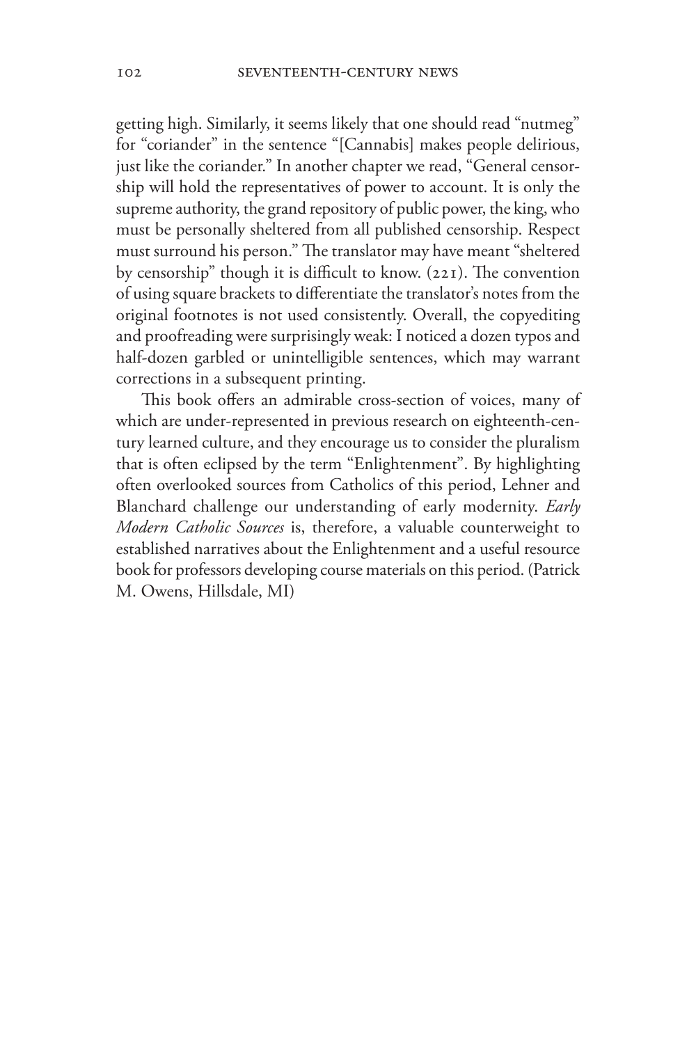getting high. Similarly, it seems likely that one should read "nutmeg" for "coriander" in the sentence "[Cannabis] makes people delirious, just like the coriander." In another chapter we read, "General censorship will hold the representatives of power to account. It is only the supreme authority, the grand repository of public power, the king, who must be personally sheltered from all published censorship. Respect must surround his person." The translator may have meant "sheltered by censorship" though it is difficult to know. (221). The convention of using square brackets to differentiate the translator's notes from the original footnotes is not used consistently. Overall, the copyediting and proofreading were surprisingly weak: I noticed a dozen typos and half-dozen garbled or unintelligible sentences, which may warrant corrections in a subsequent printing.

This book offers an admirable cross-section of voices, many of which are under-represented in previous research on eighteenth-century learned culture, and they encourage us to consider the pluralism that is often eclipsed by the term "Enlightenment". By highlighting often overlooked sources from Catholics of this period, Lehner and Blanchard challenge our understanding of early modernity. *Early Modern Catholic Sources* is, therefore, a valuable counterweight to established narratives about the Enlightenment and a useful resource book for professors developing course materials on this period. (Patrick M. Owens, Hillsdale, MI)